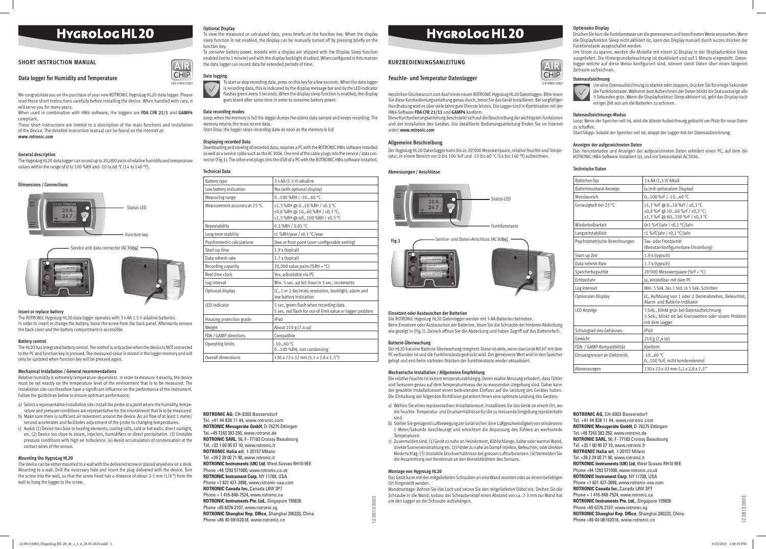# HygroLog HL20

## SHORT INSTRUCTION MANUAL

### Data logger for Humidity and Temperature

AIR CHIP TECHNOLOGY

We congratulate you on the purchase of your new ROTRONIC HygroLog HL20 data logger. Please read these short instructions carefully before installing the device. When handled with care, it will serve you for many years.

When used in combination with HW4 software, the loggers are **FDA CFR 21/1** and **GAMP4** compliant.

These short instructions are limited to a description of the main functions and installation of the device. The detailed instruction manual can be found on the internet at: **www.rotronic.com**

#### General description

The HygroLog HL20 data logger can record up to 20,000 pairs of relative humidity and temperature values within the range of 0 to 100 %RH and -10 to 60 °C (14 to 140 °F).

#### Dimensions / Connections

Status LED

Function key

Service and data connector (AC3006)

#### Insert or replace battery

The ROTRONIC HygroLog HL20 data logger operates with 3 x AA 1.5 V alkaline batteries.
In order to insert or change the battery, loose the screw from the back panel. Afterwards remove the back cover and the battery compartment is accessible.

#### Battery control

The HL20 has integrated battery control. The control is only active when the device is NOT connected to the PC and function key is pressed. The measured value is stored in the logger memory and will only be updated when function key will be pressed again.

#### Mechanical installation / General recommendations

Relative humidity is extremely temperature-dependent. In order to measure it exactly, the device must be set exactly on the temperature level of the environment that is to be measured. The installation site can therefore have a significant influence on the performance of the instrument. Follow the guidelines below to ensure optimum performance:

a) Select a representative installation site: Install the probe at a point where the humidity, temperature and pressure conditions are representative for the environment that is to be measured.
b) Make sure there is sufficient air movement around the device: An air flow of at least 1 meter/second accelerates and facilitates adjustment of the probe to changing temperatures.
c) Avoid: (1) Device too close to heating elements, cooling coils, cold or hot walls, direct sunlight, etc. (2) Device too close to steam, injectors, humidifiers or direct precipitation. (3) Unstable pressure conditions with high air turbulence. (4) Avoid accumulation of condensation at the contact wires of the sensor.

#### Mounting the HygroLog HL20

The device can be either mounted to a wall with the delivered screw or placed anywhere on a desk. Mounting to a wall: Drill the necessary hole and insert the plug delivered with the device. Turn the screw into the wall, so that the screw head has a distance of about 2-3 mm (1/8") from the wall to hang the logger to the screw.

#### Optional Display

To view the measured or calculated data, press briefly on the function key. When the display sleep function is not enabled, the display can be manually turned off by pressing briefly on the function key.

To conserve battery power, models with a display are shipped with the Display Sleep function enabled (set to 1 minute) and with the display backlight disabled. When configured in this manner the data logger can record data for extended periods of time.

#### Data logging

To start or stop recording data, press on this key for a few seconds. When the data logger is recording data, this is indicated by the display message bar and by the LED indicator flashes green every 5 seconds. When the display sleep function is enabled, the display goes blank after some time in order to conserve battery power.

#### Data recording modes

Loop: when the memory is full the logger dumps the oldest data sample and keeps recording. The memory retains the most recent data.
Start-Stop: the logger stops recording data as soon as the memory is full

#### Displaying recorded Data

Downloading and viewing of recorded data, requires a PC with the ROTRONIC HW4 software installed as well as a service cable such as the AC3006. One end of the cable plugs into the service / data connector (Fig.1). The other end plugs into the USB of a PC with the ROTRONIC HW4 software installed.

#### Technical Data

| | |
|---|---|
| Battery type | 3 x AA (1.5 V) alkaline |
| Low battery indication | Yes (with optional display) |
| Measuring range | 0…100 %RH / -10…60 °C |
| Measurement accuracy at 23 °C | ±1.3 %RH @ 0…10 %RH / ±0.3 °C<br>±0.8 %RH @ 10…60 %RH / ±0.3 °C;<br>±1.3 %RH @ 60…100 %RH / ±0.3 °C |
| Repeatability | 0.3 %RH / 0.05 °C |
| Long term stability | <1 %RH/year / <0.1 °C/year |
| Psychrometric calculations | Dew or frost point (user configurable setting) |
| Start-up time | 1.9 s (typical) |
| Data refresh rate | 1.7 s (typical) |
| Recording capacity | 20,000 value pairs (%RH + °C) |
| Real time clock | Yes, adjustable via PC |
| Log interval | Min. 5 sec. up to1 hour in 5 sec. increments |
| Optional display | LC, 1 or 2 decimals resolution, backlight, alarm and low battery indication |
| LED indicator | 5 sec, green flash when recording data<br>5 sec. red flash for out-of-limit value or logger problem |
| Housing protection grade | IP40 |
| Weight | About 210 g (7.4 oz) |
| FDA / GAMP directives | Compatible |
| Operating limits | -10…60 °C<br>0…100 %RH, non condensing |
| Overall dimensions | 130 x 72 x 32 mm (5.1 x 2.8 x 1.3") |

**ROTRONIC AG**, CH-8303 Bassersdorf
Tel. +41 44 838 11 44, www.rotronic.com
**ROTRONIC Messgeräte GmbH**, D-76275 Ettlingen
Tel.+49 7243 383 250, www.rotronic.de
**ROTRONIC SARL**, 56, F- 77183 Croissy Beaubourg
Tél. +33 1 60 95 07 10, www.rotronic.fr
**ROTRONIC Italia srl**, I-20157 Milano
Tel. +39 2 39 00 71 90, www.rotronic.it
**ROTRONIC Instruments (UK) Ltd**, West Sussex RH10 9EE
Phone +44 1293 571000, www.rotronic.co.uk
**ROTRONIC Instrument Corp**, NY 11788, USA
Phone +1 631 427-3898, www.rotronic-usa.com
**ROTRONIC Canada Inc.**,Canada L8W 3P7
Phone + 1 416-848-7524, www.rotronic.ca
**ROTRONIC Instruments Pte. Ltd.**, Singapore 159836
Phone +65 6376 2107, www.rotronic.sg
**ROTRONIC Shanghai Rep. Office**, Shanghai 200233, China
Phone +86 40 08162018, www.rotronic.cn

12.0813.0003

# HygroLog HL20

## KURZBEDIENUNGSANLEITUNG

### Feuchte- und Temperatur Datenlogger

AIR CHIP TECHNOLOGY

Herzlichen Glückwunsch zum Kauf eines neuen ROTRONIC HygroLog HL20 Datenlogger. Bitte lesen Sie diese Kurzbedienungsanleitung genau durch, bevor Sie das Gerät installieren. Bei sorgfältiger Handhabung wird es über viele Jahre gute Dienste leisten. Die Logger sind in Kombination mit der HW4-Software **FDA CFR 21/11** und **GAMP4** konform.

Diese Kurzbedienungsanleitung beschränkt sich auf die Beschreibung der wichtigsten Funktionen und der Installation des Gerätes. Die detaillierte Bedienungsanleitung finden Sie im Internet unter: **www.rotronic.com**

#### Allgemeine Beschreibung

Der HygroLog HL20 Datenlogger kann bis zu 20'000 Messwertpaare, relative Feuchte und Temperatur, in einem Bereich von 0 bis 100 %rF und -10 bis 60 °C (14 bis 140 °F) aufzeichnen.

#### Abmessungen / Anschlüsse

Status-LED

Funktionstaste

Fig.1

Service- und Daten-Anschluss (AC3006)

#### Einsetzen oder Austauschen der Batterien

Die ROTRONIC HygroLog HL20 Datenlogger werden mit 3 AA-Batterien betrieben.
Beim Einsetzen oder Austauschen der Batterien, lösen Sie die Schraube der hinteren Abdeckung wie gezeigt in (Fig.1). Danach öffnen Sie die Abdeckung und haben Zugriff auf das Batteriefach.

#### Batterie-Überwachung

Der HL20 hat eine Batterie-Überwachung integriert. Diese ist aktiv, wenn das Gerät NICHT mit dem PC verbunden ist und die Funktionstaste gedrückt wird. Der gemessene Wert wird in den Speicher gelegt und erst beim nächsten Drücken der Funktionstaste wieder aktualisiert.

#### Mechanische Installation / Allgemeine Empfehlung

Die relative Feuchte ist extrem temperaturabhängig. Deren exakte Messung erfordert, dass Fühler und Sensoren genau auf dem Temperaturniveau der zu messenden Umgebung sind. Daher kann der gewählte Installationsort einen bedeutenden Einfluss auf die Leistung des Gerätes haben. Die Einhaltung der folgenden Richtlinien garantiert Ihnen eine optimale Leistung des Gerätes:

a) Wählen Sie einen repräsentativen Installationsort: installieren Sie das Gerät an einem Ort, wo die Feuchte- Temperatur- und Druckverhältnisse für die zu messende Umgebung repräsentativ sind.
b) Stellen Sie genügend Luftbewegung am Gerät sicher: Eine Luftgeschwindigkeit von mindestens 1 Meter/Sekunde beschleunigt und erleichtert die Anpassung des Fühlers an wechselnde Temperaturen.
c) Zu vermeiden sind: (1) Gerät zu nahe an Heizelement, Kühlschlange, kalter oder warmer Wand, direkte Sonneneinstrahlung etc. (2) Fühler zu nahe an Dampf-Injektor, Befeuchter, oder direkter Niederschlag. (3) Unstabile Druckverhältnisse bei grossen Luftturbulenzen. (4) Vermeiden Sie die Ansammlung von Kondensat an den Kontaktdrähten des Sensors.

#### Montage von HygroLog HL20

Das Gerät kann mit den mitgelieferten Schrauben an eine Wand montiert oder an einem beliebigen Ort hingestellt werden.
Wandmontage: Bohren Sie das Loch und setzen Sie den mitgelieferten Dübel ein. Drehen Sie die Schraube in die Wand, sodass der Schraubenkopf einen Abstand von ca. 2-3 mm zur Wand hat um den Logger an der Schraube aufzuhängen.

#### Optionales Display

Drücken Sie kurz die Funktionstaste um die gemessenen und berechneten Werte anzusehen. Wenn die Displayfunkton Sleep nicht aktiviert ist, kann das Display manuell durch kurzes drücken der Funktionstaste ausgeschaltet werden.

Um Strom zu sparen, werden die Modelle mit einem LC-Display in der Displayfunktion Sleep ausgeliefert. Die Hintergrundbeleuchtung ist deaktiviert und auf 1 Minute eingestellt. Datenlogger welche auf diese Weise konfiguriert sind, können somit Daten über einen längeren Zeitraum aufzeichnen.

#### Datenaufzeichnung

Um eine Datenaufzeichnung zu starten oder stoppen, drücken Sie für einige Sekunden die Funktionstaste. Während dem Aufzeichnen der Daten blinkt die Statusanzeige alle 5 Sekunden grün. Wenn die Displayfunktion Sleep aktiviert ist, geht das Display nach einiger Zeit aus um die Batterien zu schonen.

#### Datenaufzeichnungs-Modus

Loop: Wenn der Speicher voll ist, wird die älteste Aufzeichnung gelöscht um Platz für neue Daten zu schaffen.
Start-Stopp: Sobald der Speicher voll ist, stoppt der Logger mit der Datenaufzeichnung.

#### Anzeigen der aufgezeichneten Daten

Das Herunterladen und Anzeigen der aufgezeichneten Daten erfordert einen PC, auf dem die ROTRONIC HW4-Software installiert ist, und ein Servicekabel AC3006.

#### Technische Daten

| | |
|---|---|
| Batterien-Typ | 3 x AA (1,5 V) Alkali |
| Batteriezustand-Anzeige | Ja (mit optionalem Display) |
| Messbereich | 0…100 %rF / -10…60 °C |
| Genauigkeit bei 23 °C | ±1,3 %rF @ 0…10 %rF / ±0,3 °C<br>±0,8 %rF @ 10…60 %rF / ±0,3 °C;<br>±1,3 %rF @ 60…100 %rF / ±0,3 °C |
| Wiederholbarkeit | 0<1 %rF/Jahr / <0,1 °C/Jahr |
| Langzeitstabilität | <1 %rF/Jahr / <0,1 °C/Jahr |
| Psychrometrische Berechnungen | Tau- oder Frostpunkt (Benutzerkonfigurierbare Einstellung) |
| Start-up Zeit | 1.9 s (typisch) |
| Data refresh Rate | 1.7 s (typisch) |
| Speicherkapazität | 20'000 Messwertpaare (%rF + °C) |
| Echtzeituhr | Ja, einstellbar mit dem PC |
| Log Intervall | Min. 5 Sek. bis 1 Std. in 5 Sek. Schritten |
| Optionales Display | LC, Auflösung von 1 oder 2 Dezimalstellen, Beleuchtet, Alarm- und Batterie-Indikator |
| LED Anzeige | 5 Sek., blinkt grün bei Datenaufzeichnung<br>5 Sek., blinkt rot bei Grenzwerten oder einem Problem mit dem Logger |
| Schutzgrad des Gehäuses | IP40 |
| Gewicht | 210 g (7,4 oz) |
| FDA- / GAMP-Kompatibilität | Konform |
| Einsatzgrenzen an Elektronik | -10…60 °C<br>0…100 %rF, nicht kondensierend |
| Abmessungen | 130 x 72 x 32 mm 5,1 x 2,8 x 1,3" |

**ROTRONIC AG**, CH-8303 Bassersdorf
Tel. +41 44 838 11 44, www.rotronic.com
**ROTRONIC Messgeräte GmbH**, D-76275 Ettlingen
Tel.+49 7243 383 250, www.rotronic.de
**ROTRONIC SARL**, 56, F- 77183 Croissy Beaubourg
Tél. +33 1 60 95 07 10, www.rotronic.fr
**ROTRONIC Italia srl**, I-20157 Milano
Tel. +39 2 39 00 71 90, www.rotronic.it
**ROTRONIC Instruments (UK) Ltd**, West Sussex RH10 9EE
Phone +44 1293 571000, www.rotronic.co.uk
**ROTRONIC Instrument Corp**, NY 11788, USA
Phone +1 631 427-3898, www.rotronic-usa.com
**ROTRONIC Canada Inc.**,Canada L8W 3P7
Phone + 1 416-848-7524, www.rotronic.ca
**ROTRONIC Instruments Pte. Ltd.**, Singapore 159836
Phone +65 6376 2107, www.rotronic.sg
**ROTRONIC Shanghai Rep. Office**, Shanghai 200233, China
Phone +86 40 08162018, www.rotronic.cn

12.0813.0003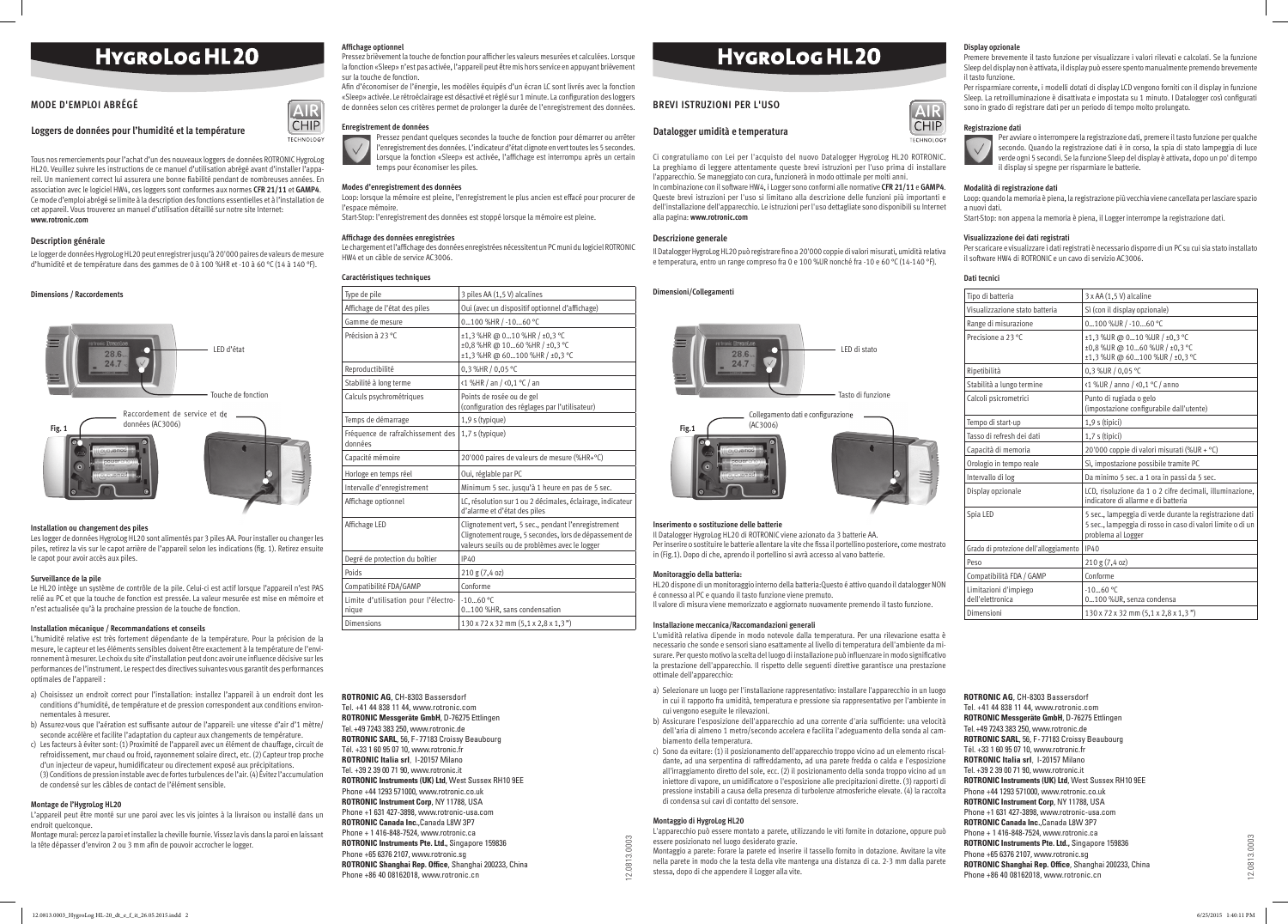# HygroLog HL20

## MODE D'EMPLOI ABRÉGÉ

### Loggers de données pour l'humidité et la température

Tous nos remerciements pour l'achat d'un des nouveaux loggers de données ROTRONIC HygroLog HL20. Veuillez suivre les instructions de ce manuel d'utilisation abrégé avant d'installer l'appareil. Un maniement correct lui assurera une bonne fiabilité pendant de nombreuses années. En association avec le logiciel HW4, ces loggers sont conformes aux normes **CFR 21/11** et **GAMP4**. Ce mode d'emploi abrégé se limite à la description des fonctions essentielles et à l'installation de cet appareil. Vous trouverez un manuel d'utilisation détaillé sur notre site Internet: **www.rotronic.com**

### Description générale

Le logger de données HygroLog HL20 peut enregistrer jusqu'à 20'000 paires de valeurs de mesure d'humidité et de température dans des gammes de 0 à 100 %HR et -10 à 60 °C (14 à 140 °F).

#### Dimensions / Raccordements

LED d'état

Touche de fonction

Raccordement de service et de données (AC3006)

Fig. 1

#### Installation ou changement des piles

Les logger de données HygroLog HL20 sont alimentés par 3 piles AA. Pour installer ou changer les piles, retirez la vis sur le capot arrière de l'appareil selon les indications (fig. 1). Retirez ensuite le capot pour avoir accès aux piles.

#### Surveillance de la pile

Le HL20 intègre un système de contrôle de la pile. Celui-ci est actif lorsque l'appareil n'est PAS relié au PC et que la touche de fonction est pressée. La valeur mesurée est mise en mémoire et n'est actualisée qu'à la prochaine pression de la touche de fonction.

#### Installation mécanique / Recommandations et conseils

L'humidité relative est très fortement dépendante de la température. Pour la précision de la mesure, le capteur et les éléments sensibles doivent être exactement à la température de l'environnement à mesurer. Le choix du site d'installation peut donc avoir une influence décisive sur les performances de l'instrument. Le respect des directives suivantes vous garantit des performances optimales de l'appareil :

a) Choisissez un endroit correct pour l'installation: installez l'appareil à un endroit dont les conditions d'humidité, de température et de pression correspondent aux conditions environnementales à mesurer.
b) Assurez-vous que l'aération est suffisante autour de l'appareil: une vitesse d'air d'1 mètre/seconde accélère et facilite l'adaptation du capteur aux changements de température.
c) Les facteurs à éviter sont: (1) Proximité de l'appareil avec un élément de chauffage, circuit de refroidissement, mur chaud ou froid, rayonnement solaire direct, etc. (2) Capteur trop proche d'un injecteur de vapeur, humidificateur ou directement exposé aux précipitations. (3) Conditions de pression instable avec de fortes turbulences de l'air. (4) Évitez l'accumulation de condensé sur les câbles de contact de l'élément sensible.

#### Montage de l'HygroLog HL20

L'appareil peut être monté sur une paroi avec les vis jointes à la livraison ou installé dans un endroit quelconque.

Montage mural: percez la paroi et installez la cheville fournie. Vissez la vis dans la paroi en laissant la tête dépasser d'environ 2 ou 3 mm afin de pouvoir accrocher le logger.

#### Affichage optionnel

Pressez brièvement la touche de fonction pour afficher les valeurs mesurées et calculées. Lorsque la fonction «Sleep» n'est pas activée, l'appareil peut être mis hors service en appuyant brièvement sur la touche de fonction.

Afin d'économiser de l'énergie, les modèles équipés d'un écran LC sont livrés avec la fonction «Sleep» activée. Le rétroéclairage est désactivé et réglé sur 1 minute. La configuration des loggers de données selon ces critères permet de prolonger la durée de l'enregistrement des données.

#### Enregistrement de données

Pressez pendant quelques secondes la touche de fonction pour démarrer ou arrêter l'enregistrement des données. L'indicateur d'état clignote en vert toutes les 5 secondes. Lorsque la fonction «Sleep» est activée, l'affichage est interrompu après un certain temps pour économiser les piles.

#### Modes d'enregistrement des données

Loop: lorsque la mémoire est pleine, l'enregistrement le plus ancien est effacé pour procurer de l'espace mémoire.

Start-Stop: l'enregistrement des données est stoppé lorsque la mémoire est pleine.

#### Affichage des données enregistrées

Le chargement et l'affichage des données enregistrées nécessitent un PC muni du logiciel ROTRONIC HW4 et un câble de service AC3006.

#### Caractéristiques techniques

| | |
|---|---|
| Type de pile | 3 piles AA (1,5 V) alcalines |
| Affichage de l'état des piles | Oui (avec un dispositif optionnel d'affichage) |
| Gamme de mesure | 0...100 %HR / -10...60 °C |
| Précision à 23 °C | ±1,3 %HR @ 0...10 %HR / ±0,3 °C<br>±0,8 %HR @ 10...60 %HR / ±0,3 °C<br>±1,3 %HR @ 60...100 %HR / ±0,3 °C |
| Reproductibilité | 0,3 %HR / 0,05 °C |
| Stabilité à long terme | <1 %HR / an / <0,1 °C / an |
| Calculs psychrométriques | Points de rosée ou de gel (configuration des réglages par l'utilisateur) |
| Temps de démarrage | 1,9 s (typique) |
| Fréquence de rafraîchissement des données | 1,7 s (typique) |
| Capacité mémoire | 20'000 paires de valeurs de mesure (%HR+°C) |
| Horloge en temps réel | Oui, réglable par PC |
| Intervalle d'enregistrement | Minimum 5 sec. jusqu'à 1 heure en pas de 5 sec. |
| Affichage optionnel | LC, résolution sur 1 ou 2 décimales, éclairage, indicateur d'alarme et d'état des piles |
| Affichage LED | Clignotement vert, 5 sec., pendant l'enregistrement<br>Clignotement rouge, 5 secondes, lors de dépassement de valeurs seuils ou de problèmes avec le logger |
| Degré de protection du boîtier | IP40 |
| Poids | 210 g (7,4 oz) |
| Compatibilité FDA/GAMP | Conforme |
| Limite d'utilisation pour l'électronique | -10...60 °C<br>0...100 %HR, sans condensation |
| Dimensions | 130 x 72 x 32 mm (5,1 x 2,8 x 1,3 ") |

**ROTRONIC AG**, CH-8303 Bassersdorf
Tel. +41 44 838 11 44, www.rotronic.com
**ROTRONIC Messgeräte GmbH**, D-76275 Ettlingen
Tel.+49 7243 383 250, www.rotronic.de
**ROTRONIC SARL**, 56, F-77183 Croissy Beaubourg
Tél. +33 1 60 95 07 10, www.rotronic.fr
**ROTRONIC Italia srl**, I-20157 Milano
Tel. +39 2 39 00 71 90, www.rotronic.it
**ROTRONIC Instruments (UK) Ltd**, West Sussex RH10 9EE
Phone +44 1293 571000, www.rotronic.co.uk
**ROTRONIC Instrument Corp**, NY 11788, USA
Phone +1 631 427-3898, www.rotronic-usa.com
**ROTRONIC Canada Inc.**,Canada L8W 3P7
Phone + 1 416-848-7524, www.rotronic.ca
**ROTRONIC Instruments Pte. Ltd.**, Singapore 159836
Phone +65 6376 2107, www.rotronic.sg
**ROTRONIC Shanghai Rep. Office**, Shanghai 200233, China
Phone +86 40 08162018, www.rotronic.cn

12.0813.0003

# HygroLog HL20

## BREVI ISTRUZIONI PER L'USO

### Datalogger umidità e temperatura

Ci congratuliamo con Lei per l'acquisto del nuovo Datalogger HygroLog HL20 ROTRONIC. La preghiamo di leggere attentamente queste brevi istruzioni per l'uso prima di installare l'apparecchio. Se maneggiato con cura, funzionerà in modo ottimale per molti anni.
In combinazione con il software HW4, i Logger sono conformi alle normative **CFR 21/11** e **GAMP4**. Queste brevi istruzioni per l'uso si limitano alla descrizione delle funzioni più importanti e dell'installazione dell'apparecchio. Le istruzioni per l'uso dettagliate sono disponibili su Internet alla pagina: **www.rotronic.com**

### Descrizione generale

Il Datalogger HygroLog HL20 può registrare fino a 20'000 coppie di valori misurati, umidità relativa e temperatura, entro un range compreso fra 0 e 100 %UR nonché fra -10 e 60 °C (14-140 °F).

#### Dimensioni/Collegamenti

LED di stato

Tasto di funzione

Collegamento dati e configurazione (AC3006)

Fig.1

#### Inserimento o sostituzione delle batterie

Il Datalogger HygroLog HL20 di ROTRONIC viene azionato da 3 batterie AA.
Per inserire o sostituire le batterie allentare la vite che fissa il portellino posteriore, come mostrato in (Fig.1). Dopo di che, aprendo il portellino si avrà accesso al vano batterie.

#### Monitoraggio della batteria:

HL20 dispone di un monitoraggio interno della batteria:Questo è attivo quando il datalogger NON è connesso al PC e quando il tasto funzione viene premuto.
Il valore di misura viene memorizzato e aggiornato nuovamente premendo il tasto funzione.

#### Installazione meccanica/Raccomandazioni generali

L'umidità relativa dipende in modo notevole dalla temperatura. Per una rilevazione esatta è necessario che sonde e sensori siano esattamente al livello di temperatura dell'ambiente da misurare. Per questo motivo la scelta del luogo di installazione può influenzare in modo significativo la prestazione dell'apparecchio. Il rispetto delle seguenti direttive garantisce una prestazione ottimale dell'apparecchio:

a) Selezionare un luogo per l'installazione rappresentativo: installare l'apparecchio in un luogo in cui il rapporto fra umidità, temperatura e pressione sia rappresentativo per l'ambiente in cui vengono eseguite le rilevazioni.
b) Assicurare l'esposizione dell'apparecchio ad una corrente d'aria sufficiente: una velocità dell'aria di almeno 1 metro/secondo accelera e facilita l'adeguamento della sonda al cambiamento della temperatura.
c) Sono da evitare: (1) il posizionamento dell'apparecchio troppo vicino ad un elemento riscaldante, ad una serpentina di raffreddamento, ad una parete fredda o calda e l'esposizione all'irraggiamento diretto del sole, ecc. (2) il posizionamento della sonda troppo vicino ad un iniettore di vapore, un umidificatore o l'esposizione alle precipitazioni dirette. (3) rapporti di pressione instabili a causa della presenza di turbolenze atmosferiche elevate. (4) la raccolta di condensa sui cavi di contatto del sensore.

#### Montaggio di HygroLog HL20

L'apparecchio può essere montato a parete, utilizzando le viti fornite in dotazione, oppure può essere posizionato nel luogo desiderato grazie.

Montaggio a parete: Forare la parete ed inserire il tassello fornito in dotazione. Avvitare la vite nella parete in modo che la testa della vite mantenga una distanza di ca. 2-3 mm dalla parete stessa, dopo di che appendere il Logger alla vite.

#### Display opzionale

Premere brevemente il tasto funzione per visualizzare i valori rilevati e calcolati. Se la funzione Sleep del display non è attivata, il display può essere spento manualmente premendo brevemente il tasto funzione.

Per risparmiare corrente, i modelli dotati di display LCD vengono forniti con il display in funzione Sleep. La retroilluminazione è disattivata e impostata su 1 minuto. I Datalogger così configurati sono in grado di registrare dati per un periodo di tempo molto prolungato.

#### Registrazione dati

Per avviare o interrompere la registrazione dati, premere il tasto funzione per qualche secondo. Quando la registrazione dati è in corso, la spia di stato lampeggia di luce verde ogni 5 secondi. Se la funzione Sleep del display è attivata, dopo un po' di tempo il display si spegne per risparmiare le batterie.

#### Modalità di registrazione dati

Loop: quando la memoria è piena, la registrazione più vecchia viene cancellata per lasciare spazio a nuovi dati.

Start-Stop: non appena la memoria è piena, il Logger interrompe la registrazione dati.

#### Visualizzazione dei dati registrati

Per scaricare e visualizzare i dati registrati è necessario disporre di un PC su cui sia stato installato il software HW4 di ROTRONIC e un cavo di servizio AC3006.

#### Dati tecnici

| | |
|---|---|
| Tipo di batteria | 3 x AA (1,5 V) alcaline |
| Visualizzazione stato batteria | Sì (con il display opzionale) |
| Range di misurazione | 0...100 %UR / -10...60 °C |
| Precisione a 23 °C | ±1,3 %UR @ 0...10 %UR / ±0,3 °C<br>±0,8 %UR @ 10...60 %UR / ±0,3 °C<br>±1,3 %UR @ 60...100 %UR / ±0,3 °C |
| Ripetibilità | 0,3 %UR / 0,05 °C |
| Stabilità a lungo termine | <1 %UR / anno / <0,1 °C / anno |
| Calcoli psicrometrici | Punto di rugiada o gelo (impostazione configurabile dall'utente) |
| Tempo di start-up | 1,9 s (tipici) |
| Tasso di refresh dei dati | 1,7 s (tipici) |
| Capacità di memoria | 20'000 coppie di valori misurati (%UR + °C) |
| Orologio in tempo reale | Sì, impostazione possibile tramite PC |
| Intervallo di log | Da minimo 5 sec. a 1 ora in passi da 5 sec. |
| Display opzionale | LCD, risoluzione da 1 o 2 cifre decimali, illuminazione, indicatore di allarme e di batteria |
| Spia LED | 5 sec., lampeggia di verde durante la registrazione dati<br>5 sec., lampeggia di rosso in caso di valori limite o di un problema al Logger |
| Grado di protezione dell'alloggiamento | IP40 |
| Peso | 210 g (7,4 oz) |
| Compatibilità FDA / GAMP | Conforme |
| Limitazioni d'impiego dell'elettronica | -10...60 °C<br>0...100 %UR, senza condensa |
| Dimensioni | 130 x 72 x 32 mm (5,1 x 2,8 x 1,3 ") |

**ROTRONIC AG**, CH-8303 Bassersdorf
Tel. +41 44 838 11 44, www.rotronic.com
**ROTRONIC Messgeräte GmbH**, D-76275 Ettlingen
Tel.+49 7243 383 250, www.rotronic.de
**ROTRONIC SARL**, 56, F-77183 Croissy Beaubourg
Tél. +33 1 60 95 07 10, www.rotronic.fr
**ROTRONIC Italia srl**, I-20157 Milano
Tel. +39 2 39 00 71 90, www.rotronic.it
**ROTRONIC Instruments (UK) Ltd**, West Sussex RH10 9EE
Phone +44 1293 571000, www.rotronic.co.uk
**ROTRONIC Instrument Corp**, NY 11788, USA
Phone +1 631 427-3898, www.rotronic-usa.com
**ROTRONIC Canada Inc.**,Canada L8W 3P7
Phone + 1 416-848-7524, www.rotronic.ca
**ROTRONIC Instruments Pte. Ltd.**, Singapore 159836
Phone +65 6376 2107, www.rotronic.sg
**ROTRONIC Shanghai Rep. Office**, Shanghai 200233, China
Phone +86 40 08162018, www.rotronic.cn

12.0813.0003